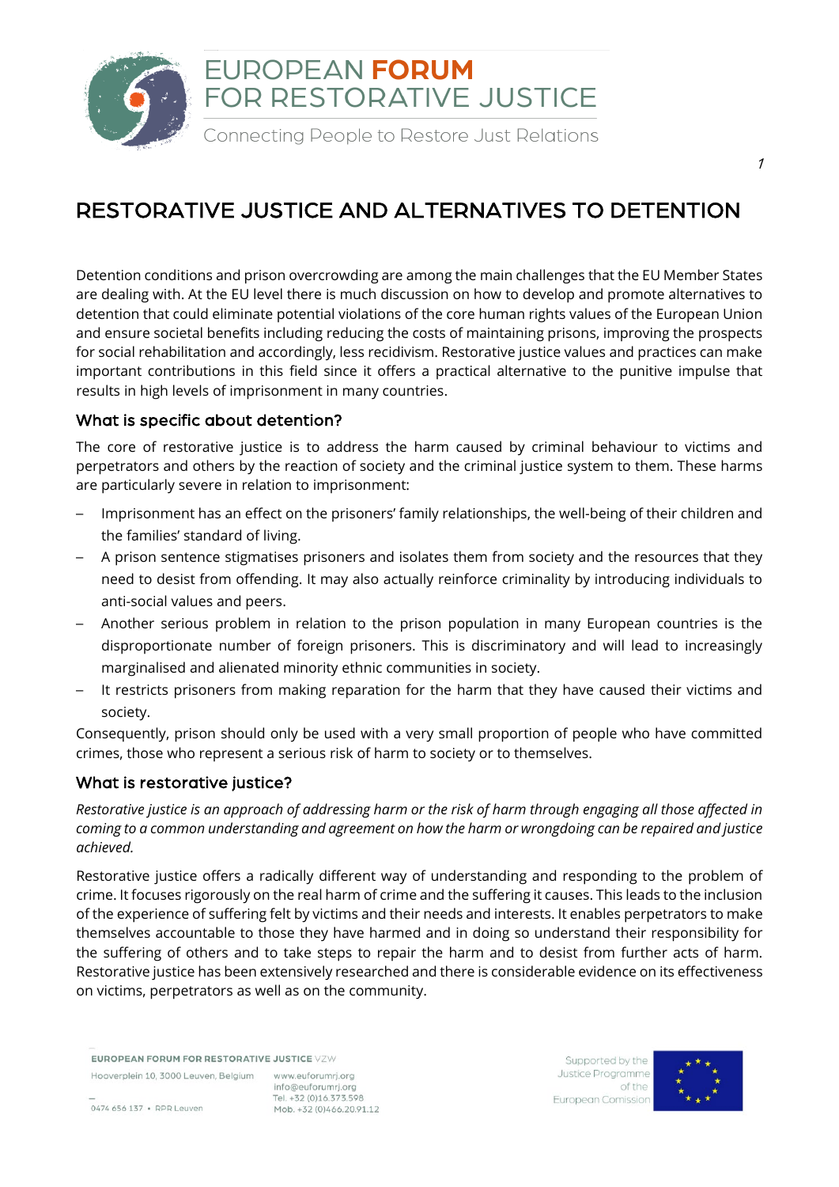# RESTORATIVE JUSTICE AND ALTERNATIVES TO DETENTION

Detention conditions and prison overcrowding are among the main challenges that the EU Member States are dealing with. At the EU level there is much discussion on how to develop and promote alternatives to detention that could eliminate potential violations of the core human rights values of the European Union and ensure societal benefits including reducing the costs of maintaining prisons, improving the prospects for social rehabilitation and accordingly, less recidivism. Restorative justice values and practices can make important contributions in this field since it offers a practical alternative to the punitive impulse that results in high levels of imprisonment in many countries.

## What is specific about detention?

The core of restorative justice is to address the harm caused by criminal behaviour to victims and perpetrators and others by the reaction of society and the criminal justice system to them. These harms are particularly severe in relation to imprisonment:

- Imprisonment has an effect on the prisoners' family relationships, the well-being of their children and the families' standard of living.
- A prison sentence stigmatises prisoners and isolates them from society and the resources that they need to desist from offending. It may also actually reinforce criminality by introducing individuals to anti-social values and peers.
- Another serious problem in relation to the prison population in many European countries is the disproportionate number of foreign prisoners. This is discriminatory and will lead to increasingly marginalised and alienated minority ethnic communities in society.
- It restricts prisoners from making reparation for the harm that they have caused their victims and society.

Consequently, prison should only be used with a very small proportion of people who have committed crimes, those who represent a serious risk of harm to society or to themselves.

## What is restorative justice?

*Restorative justice is an approach of addressing harm or the risk of harm through engaging all those affected in coming to a common understanding and agreement on how the harm or wrongdoing can be repaired and justice achieved.*

Restorative justice offers a radically different way of understanding and responding to the problem of crime. It focuses rigorously on the real harm of crime and the suffering it causes. This leads to the inclusion of the experience of suffering felt by victims and their needs and interests. It enables perpetrators to make themselves accountable to those they have harmed and in doing so understand their responsibility for the suffering of others and to take steps to repair the harm and to desist from further acts of harm. Restorative justice has been extensively researched and there is considerable evidence on its effectiveness on victims, perpetrators as well as on the community.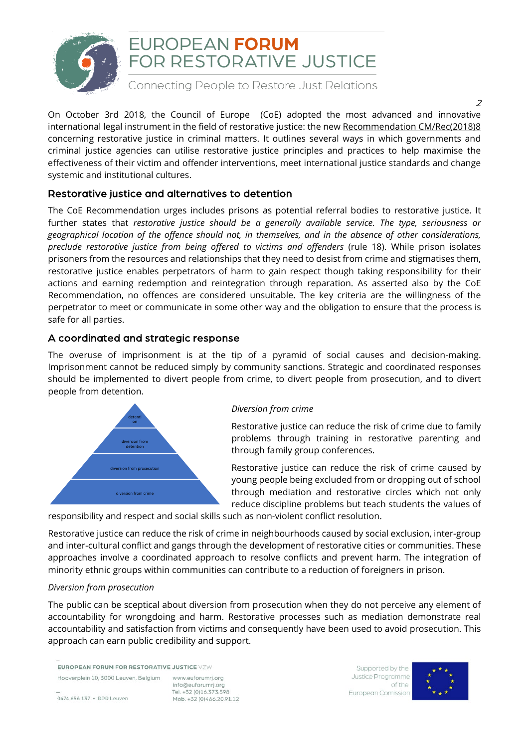On October 3rd 2018, the Council of Europe (CoE) adopted the most advanced and innovative international legal instrument in the field of restorative justice: the new Recommendation CM/Rec(2018)8 concerning restorative justice in criminal matters. It outlines several ways in which governments and criminal justice agencies can utilise restorative justice principles and practices to help maximise the effectiveness of their victim and offender interventions, meet international justice standards and change systemic and institutional cultures.

## Restorative justice and alternatives to detention

The CoE Recommendation urges includes prisons as potential referral bodies to restorative justice. It further states that *restorative justice should be a generally available service. The type, seriousness or geographical location of the offence should not, in themselves, and in the absence of other considerations, preclude restorative justice from being offered to victims and offenders* (rule 18). While prison isolates prisoners from the resources and relationships that they need to desist from crime and stigmatises them, restorative justice enables perpetrators of harm to gain respect though taking responsibility for their actions and earning redemption and reintegration through reparation. As asserted also by the CoE Recommendation, no offences are considered unsuitable. The key criteria are the willingness of the perpetrator to meet or communicate in some other way and the obligation to ensure that the process is safe for all parties.

## A coordinated and strategic response

The overuse of imprisonment is at the tip of a pyramid of social causes and decision-making. Imprisonment cannot be reduced simply by community sanctions. Strategic and coordinated responses should be implemented to divert people from crime, to divert people from prosecution, and to divert people from detention.

detention
diversion from detention
diversion from prosecution
diversion from crime

*Diversion from crime*

Restorative justice can reduce the risk of crime due to family problems through training in restorative parenting and through family group conferences.

Restorative justice can reduce the risk of crime caused by young people being excluded from or dropping out of school through mediation and restorative circles which not only reduce discipline problems but teach students the values of responsibility and respect and social skills such as non-violent conflict resolution.

Restorative justice can reduce the risk of crime in neighbourhoods caused by social exclusion, inter-group and inter-cultural conflict and gangs through the development of restorative cities or communities. These approaches involve a coordinated approach to resolve conflicts and prevent harm. The integration of minority ethnic groups within communities can contribute to a reduction of foreigners in prison.

*Diversion from prosecution*

The public can be sceptical about diversion from prosecution when they do not perceive any element of accountability for wrongdoing and harm. Restorative processes such as mediation demonstrate real accountability and satisfaction from victims and consequently have been used to avoid prosecution. This approach can earn public credibility and support.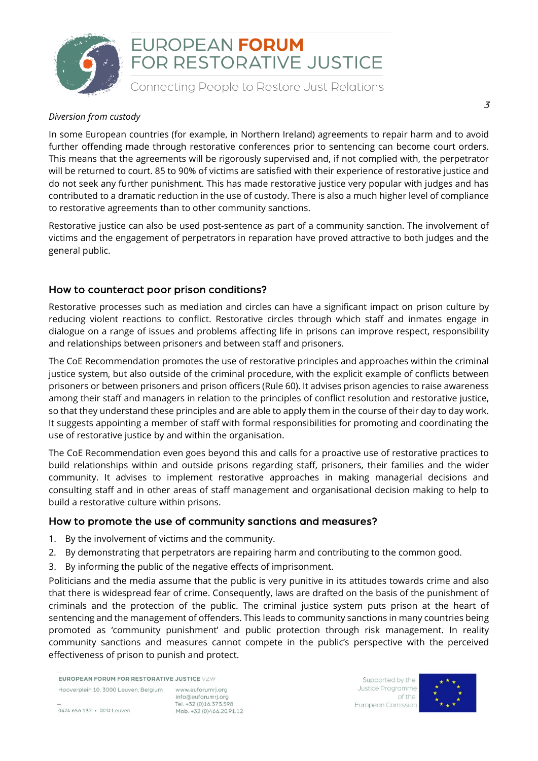*Diversion from custody*

In some European countries (for example, in Northern Ireland) agreements to repair harm and to avoid further offending made through restorative conferences prior to sentencing can become court orders. This means that the agreements will be rigorously supervised and, if not complied with, the perpetrator will be returned to court. 85 to 90% of victims are satisfied with their experience of restorative justice and do not seek any further punishment. This has made restorative justice very popular with judges and has contributed to a dramatic reduction in the use of custody. There is also a much higher level of compliance to restorative agreements than to other community sanctions.

Restorative justice can also be used post-sentence as part of a community sanction. The involvement of victims and the engagement of perpetrators in reparation have proved attractive to both judges and the general public.

## How to counteract poor prison conditions?

Restorative processes such as mediation and circles can have a significant impact on prison culture by reducing violent reactions to conflict. Restorative circles through which staff and inmates engage in dialogue on a range of issues and problems affecting life in prisons can improve respect, responsibility and relationships between prisoners and between staff and prisoners.

The CoE Recommendation promotes the use of restorative principles and approaches within the criminal justice system, but also outside of the criminal procedure, with the explicit example of conflicts between prisoners or between prisoners and prison officers (Rule 60). It advises prison agencies to raise awareness among their staff and managers in relation to the principles of conflict resolution and restorative justice, so that they understand these principles and are able to apply them in the course of their day to day work. It suggests appointing a member of staff with formal responsibilities for promoting and coordinating the use of restorative justice by and within the organisation.

The CoE Recommendation even goes beyond this and calls for a proactive use of restorative practices to build relationships within and outside prisons regarding staff, prisoners, their families and the wider community. It advises to implement restorative approaches in making managerial decisions and consulting staff and in other areas of staff management and organisational decision making to help to build a restorative culture within prisons.

## How to promote the use of community sanctions and measures?

1. By the involvement of victims and the community.
2. By demonstrating that perpetrators are repairing harm and contributing to the common good.
3. By informing the public of the negative effects of imprisonment.

Politicians and the media assume that the public is very punitive in its attitudes towards crime and also that there is widespread fear of crime. Consequently, laws are drafted on the basis of the punishment of criminals and the protection of the public. The criminal justice system puts prison at the heart of sentencing and the management of offenders. This leads to community sanctions in many countries being promoted as 'community punishment' and public protection through risk management. In reality community sanctions and measures cannot compete in the public's perspective with the perceived effectiveness of prison to punish and protect.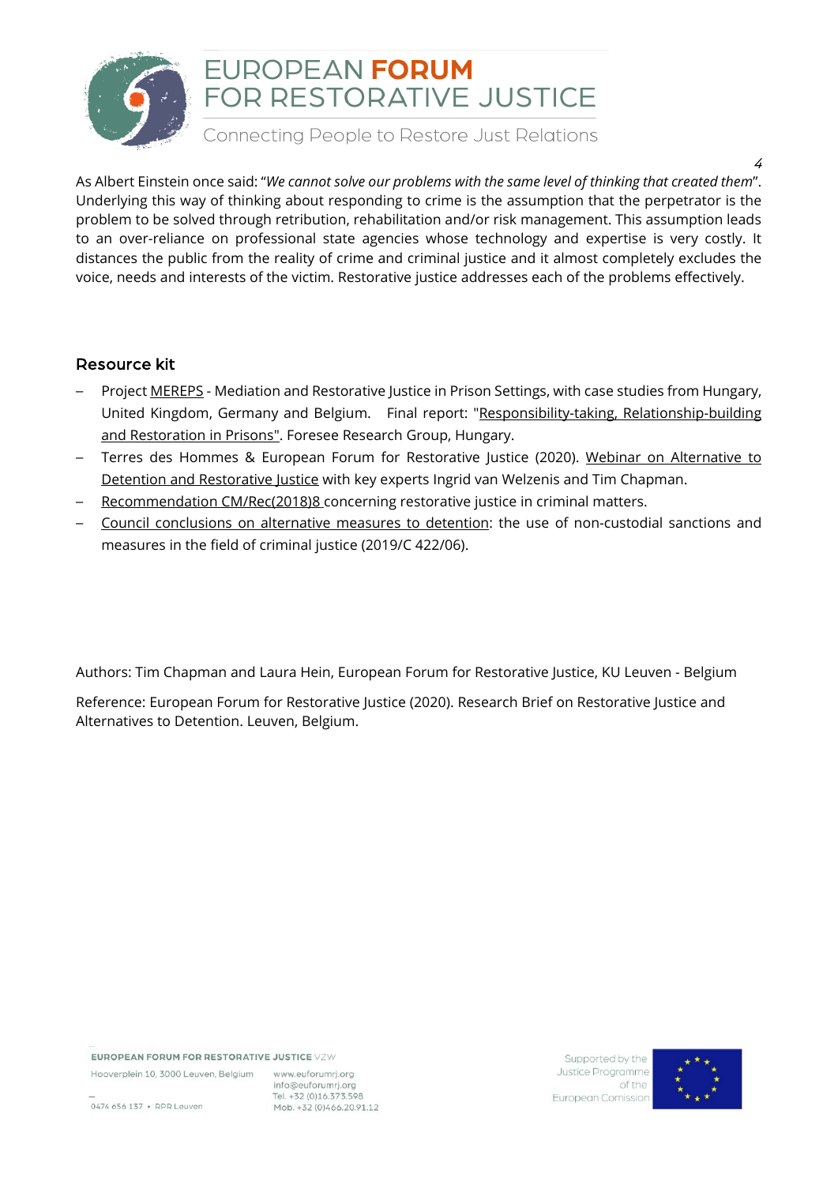As Albert Einstein once said: "*We cannot solve our problems with the same level of thinking that created them*". Underlying this way of thinking about responding to crime is the assumption that the perpetrator is the problem to be solved through retribution, rehabilitation and/or risk management. This assumption leads to an over-reliance on professional state agencies whose technology and expertise is very costly. It distances the public from the reality of crime and criminal justice and it almost completely excludes the voice, needs and interests of the victim. Restorative justice addresses each of the problems effectively.

## Resource kit

- Project MEREPS - Mediation and Restorative Justice in Prison Settings, with case studies from Hungary, United Kingdom, Germany and Belgium. Final report: "Responsibility-taking, Relationship-building and Restoration in Prisons". Foresee Research Group, Hungary.
- Terres des Hommes & European Forum for Restorative Justice (2020). Webinar on Alternative to Detention and Restorative Justice with key experts Ingrid van Welzenis and Tim Chapman.
- Recommendation CM/Rec(2018)8 concerning restorative justice in criminal matters.
- Council conclusions on alternative measures to detention: the use of non-custodial sanctions and measures in the field of criminal justice (2019/C 422/06).

Authors: Tim Chapman and Laura Hein, European Forum for Restorative Justice, KU Leuven - Belgium

Reference: European Forum for Restorative Justice (2020). Research Brief on Restorative Justice and Alternatives to Detention. Leuven, Belgium.